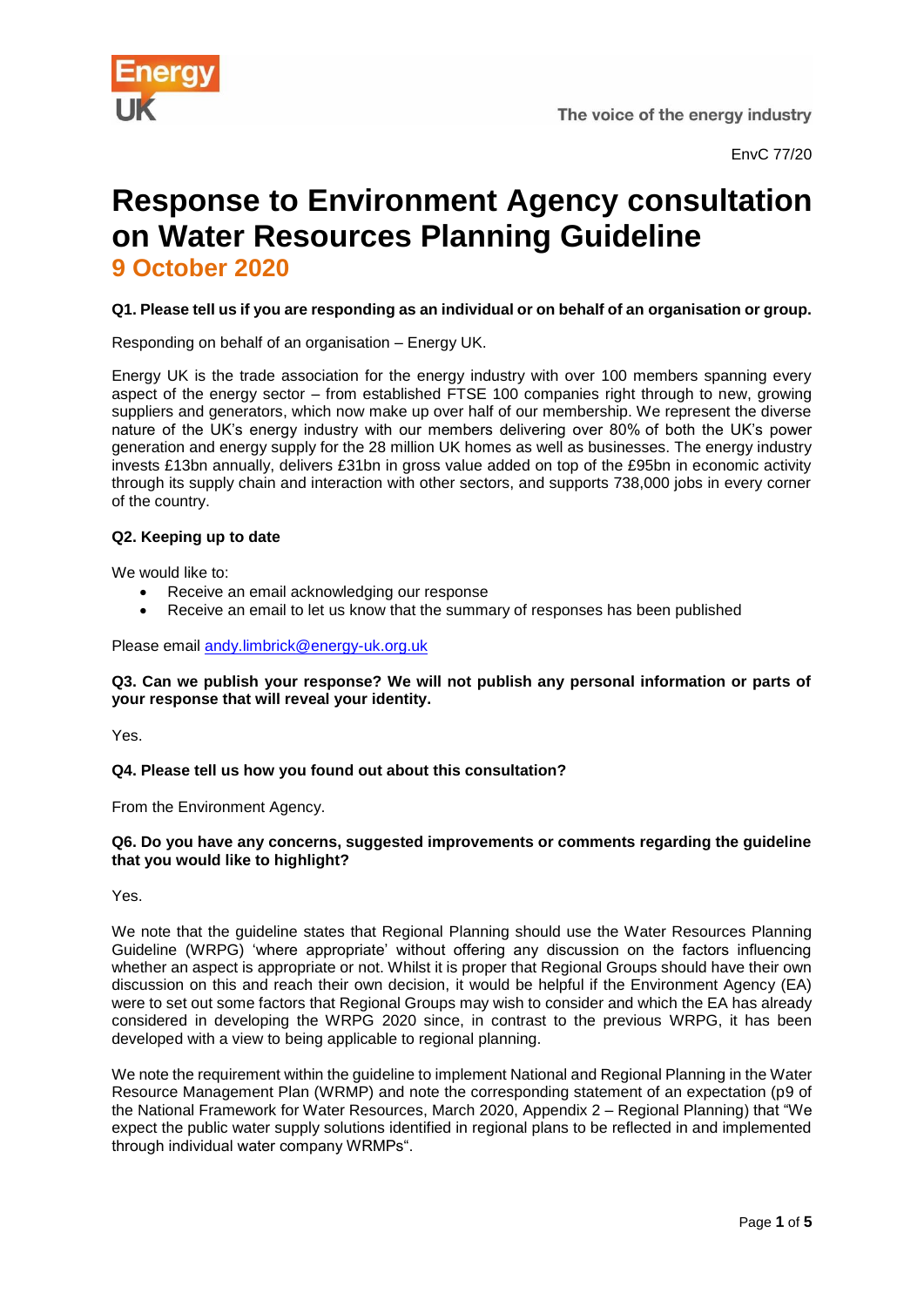Energy UK

The voice of the energy industry

EnvC 77/20

# Response to Environment Agency consultation on Water Resources Planning Guideline

## 9 October 2020

**Q1. Please tell us if you are responding as an individual or on behalf of an organisation or group.**

Responding on behalf of an organisation – Energy UK.

Energy UK is the trade association for the energy industry with over 100 members spanning every aspect of the energy sector – from established FTSE 100 companies right through to new, growing suppliers and generators, which now make up over half of our membership. We represent the diverse nature of the UK's energy industry with our members delivering over 80% of both the UK's power generation and energy supply for the 28 million UK homes as well as businesses. The energy industry invests £13bn annually, delivers £31bn in gross value added on top of the £95bn in economic activity through its supply chain and interaction with other sectors, and supports 738,000 jobs in every corner of the country.

**Q2. Keeping up to date**

We would like to:

- Receive an email acknowledging our response
- Receive an email to let us know that the summary of responses has been published

Please email andy.limbrick@energy-uk.org.uk

**Q3. Can we publish your response? We will not publish any personal information or parts of your response that will reveal your identity.**

Yes.

**Q4. Please tell us how you found out about this consultation?**

From the Environment Agency.

**Q6. Do you have any concerns, suggested improvements or comments regarding the guideline that you would like to highlight?**

Yes.

We note that the guideline states that Regional Planning should use the Water Resources Planning Guideline (WRPG) 'where appropriate' without offering any discussion on the factors influencing whether an aspect is appropriate or not. Whilst it is proper that Regional Groups should have their own discussion on this and reach their own decision, it would be helpful if the Environment Agency (EA) were to set out some factors that Regional Groups may wish to consider and which the EA has already considered in developing the WRPG 2020 since, in contrast to the previous WRPG, it has been developed with a view to being applicable to regional planning.

We note the requirement within the guideline to implement National and Regional Planning in the Water Resource Management Plan (WRMP) and note the corresponding statement of an expectation (p9 of the National Framework for Water Resources, March 2020, Appendix 2 – Regional Planning) that "We expect the public water supply solutions identified in regional plans to be reflected in and implemented through individual water company WRMPs".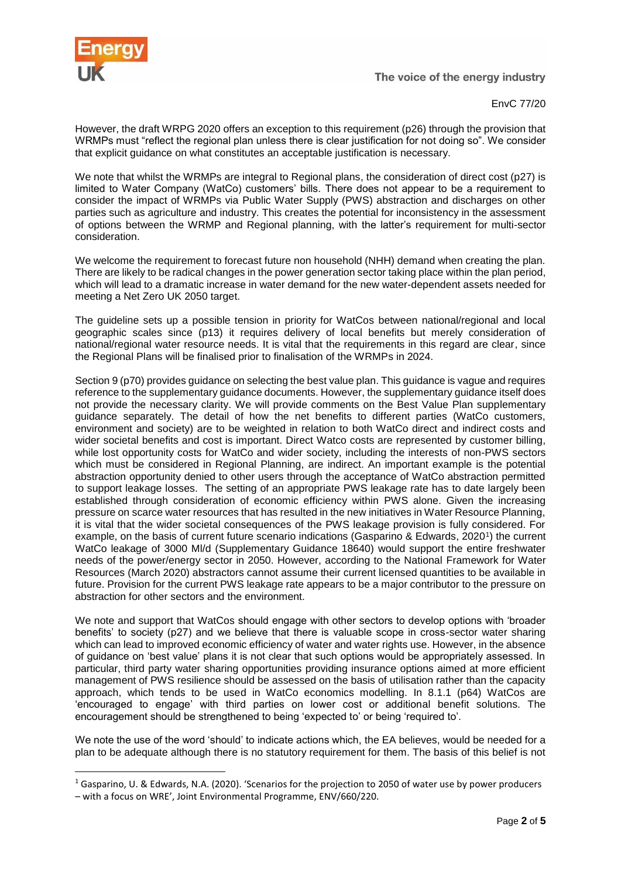However, the draft WRPG 2020 offers an exception to this requirement (p26) through the provision that WRMPs must "reflect the regional plan unless there is clear justification for not doing so". We consider that explicit guidance on what constitutes an acceptable justification is necessary.

We note that whilst the WRMPs are integral to Regional plans, the consideration of direct cost (p27) is limited to Water Company (WatCo) customers' bills. There does not appear to be a requirement to consider the impact of WRMPs via Public Water Supply (PWS) abstraction and discharges on other parties such as agriculture and industry. This creates the potential for inconsistency in the assessment of options between the WRMP and Regional planning, with the latter's requirement for multi-sector consideration.

We welcome the requirement to forecast future non household (NHH) demand when creating the plan. There are likely to be radical changes in the power generation sector taking place within the plan period, which will lead to a dramatic increase in water demand for the new water-dependent assets needed for meeting a Net Zero UK 2050 target.

The guideline sets up a possible tension in priority for WatCos between national/regional and local geographic scales since (p13) it requires delivery of local benefits but merely consideration of national/regional water resource needs. It is vital that the requirements in this regard are clear, since the Regional Plans will be finalised prior to finalisation of the WRMPs in 2024.

Section 9 (p70) provides guidance on selecting the best value plan. This guidance is vague and requires reference to the supplementary guidance documents. However, the supplementary guidance itself does not provide the necessary clarity. We will provide comments on the Best Value Plan supplementary guidance separately. The detail of how the net benefits to different parties (WatCo customers, environment and society) are to be weighted in relation to both WatCo direct and indirect costs and wider societal benefits and cost is important. Direct Watco costs are represented by customer billing, while lost opportunity costs for WatCo and wider society, including the interests of non-PWS sectors which must be considered in Regional Planning, are indirect. An important example is the potential abstraction opportunity denied to other users through the acceptance of WatCo abstraction permitted to support leakage losses. The setting of an appropriate PWS leakage rate has to date largely been established through consideration of economic efficiency within PWS alone. Given the increasing pressure on scarce water resources that has resulted in the new initiatives in Water Resource Planning, it is vital that the wider societal consequences of the PWS leakage provision is fully considered. For example, on the basis of current future scenario indications (Gasparino & Edwards, 2020[1]) the current WatCo leakage of 3000 Ml/d (Supplementary Guidance 18640) would support the entire freshwater needs of the power/energy sector in 2050. However, according to the National Framework for Water Resources (March 2020) abstractors cannot assume their current licensed quantities to be available in future. Provision for the current PWS leakage rate appears to be a major contributor to the pressure on abstraction for other sectors and the environment.

We note and support that WatCos should engage with other sectors to develop options with 'broader benefits' to society (p27) and we believe that there is valuable scope in cross-sector water sharing which can lead to improved economic efficiency of water and water rights use. However, in the absence of guidance on 'best value' plans it is not clear that such options would be appropriately assessed. In particular, third party water sharing opportunities providing insurance options aimed at more efficient management of PWS resilience should be assessed on the basis of utilisation rather than the capacity approach, which tends to be used in WatCo economics modelling. In 8.1.1 (p64) WatCos are 'encouraged to engage' with third parties on lower cost or additional benefit solutions. The encouragement should be strengthened to being 'expected to' or being 'required to'.

We note the use of the word 'should' to indicate actions which, the EA believes, would be needed for a plan to be adequate although there is no statutory requirement for them. The basis of this belief is not

[1] Gasparino, U. & Edwards, N.A. (2020). 'Scenarios for the projection to 2050 of water use by power producers – with a focus on WRE', Joint Environmental Programme, ENV/660/220.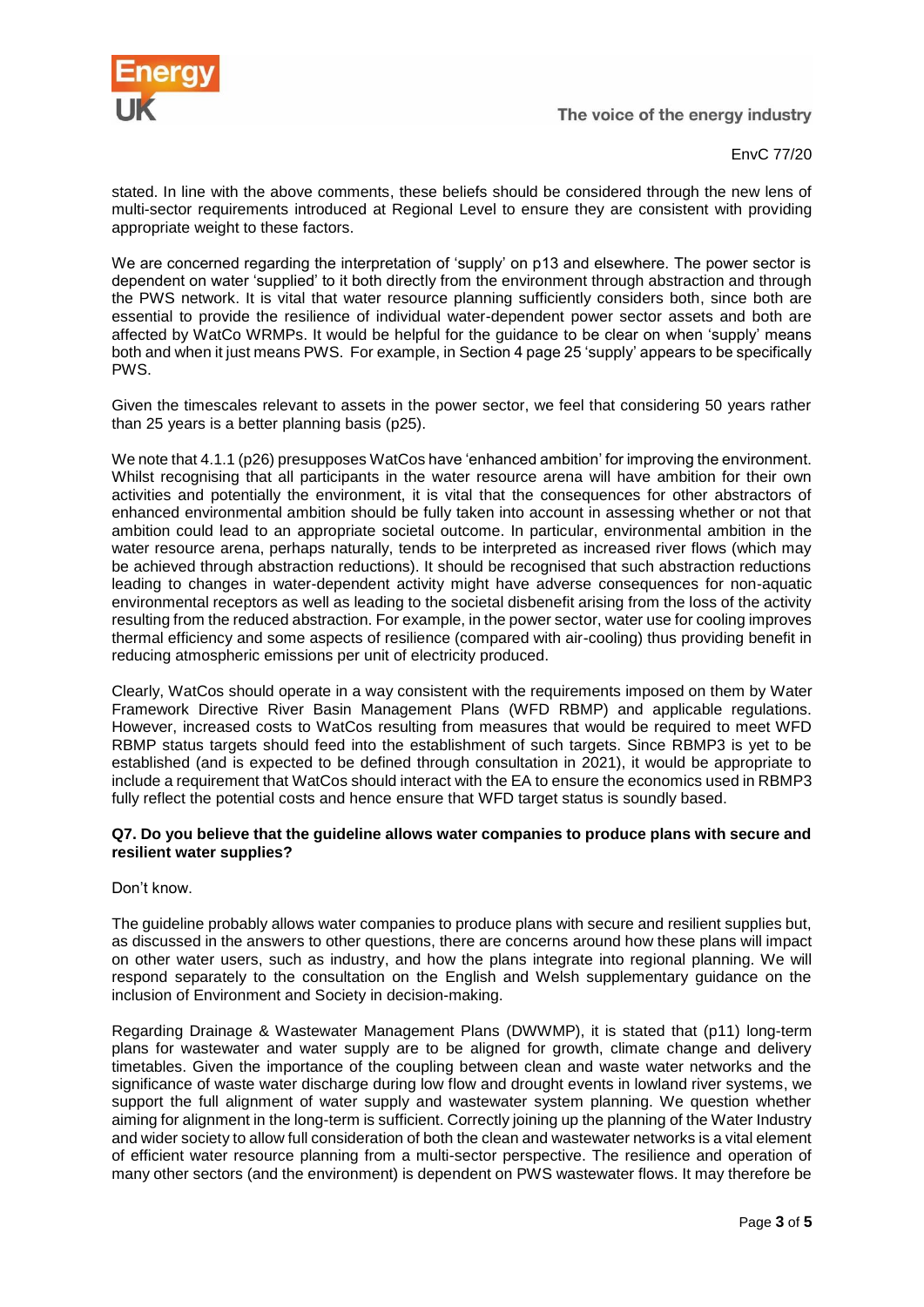stated. In line with the above comments, these beliefs should be considered through the new lens of multi-sector requirements introduced at Regional Level to ensure they are consistent with providing appropriate weight to these factors.

We are concerned regarding the interpretation of 'supply' on p13 and elsewhere. The power sector is dependent on water 'supplied' to it both directly from the environment through abstraction and through the PWS network. It is vital that water resource planning sufficiently considers both, since both are essential to provide the resilience of individual water-dependent power sector assets and both are affected by WatCo WRMPs. It would be helpful for the guidance to be clear on when 'supply' means both and when it just means PWS. For example, in Section 4 page 25 'supply' appears to be specifically PWS.

Given the timescales relevant to assets in the power sector, we feel that considering 50 years rather than 25 years is a better planning basis (p25).

We note that 4.1.1 (p26) presupposes WatCos have 'enhanced ambition' for improving the environment. Whilst recognising that all participants in the water resource arena will have ambition for their own activities and potentially the environment, it is vital that the consequences for other abstractors of enhanced environmental ambition should be fully taken into account in assessing whether or not that ambition could lead to an appropriate societal outcome. In particular, environmental ambition in the water resource arena, perhaps naturally, tends to be interpreted as increased river flows (which may be achieved through abstraction reductions). It should be recognised that such abstraction reductions leading to changes in water-dependent activity might have adverse consequences for non-aquatic environmental receptors as well as leading to the societal disbenefit arising from the loss of the activity resulting from the reduced abstraction. For example, in the power sector, water use for cooling improves thermal efficiency and some aspects of resilience (compared with air-cooling) thus providing benefit in reducing atmospheric emissions per unit of electricity produced.

Clearly, WatCos should operate in a way consistent with the requirements imposed on them by Water Framework Directive River Basin Management Plans (WFD RBMP) and applicable regulations. However, increased costs to WatCos resulting from measures that would be required to meet WFD RBMP status targets should feed into the establishment of such targets. Since RBMP3 is yet to be established (and is expected to be defined through consultation in 2021), it would be appropriate to include a requirement that WatCos should interact with the EA to ensure the economics used in RBMP3 fully reflect the potential costs and hence ensure that WFD target status is soundly based.

**Q7. Do you believe that the guideline allows water companies to produce plans with secure and resilient water supplies?**

Don't know.

The guideline probably allows water companies to produce plans with secure and resilient supplies but, as discussed in the answers to other questions, there are concerns around how these plans will impact on other water users, such as industry, and how the plans integrate into regional planning. We will respond separately to the consultation on the English and Welsh supplementary guidance on the inclusion of Environment and Society in decision-making.

Regarding Drainage & Wastewater Management Plans (DWWMP), it is stated that (p11) long-term plans for wastewater and water supply are to be aligned for growth, climate change and delivery timetables. Given the importance of the coupling between clean and waste water networks and the significance of waste water discharge during low flow and drought events in lowland river systems, we support the full alignment of water supply and wastewater system planning. We question whether aiming for alignment in the long-term is sufficient. Correctly joining up the planning of the Water Industry and wider society to allow full consideration of both the clean and wastewater networks is a vital element of efficient water resource planning from a multi-sector perspective. The resilience and operation of many other sectors (and the environment) is dependent on PWS wastewater flows. It may therefore be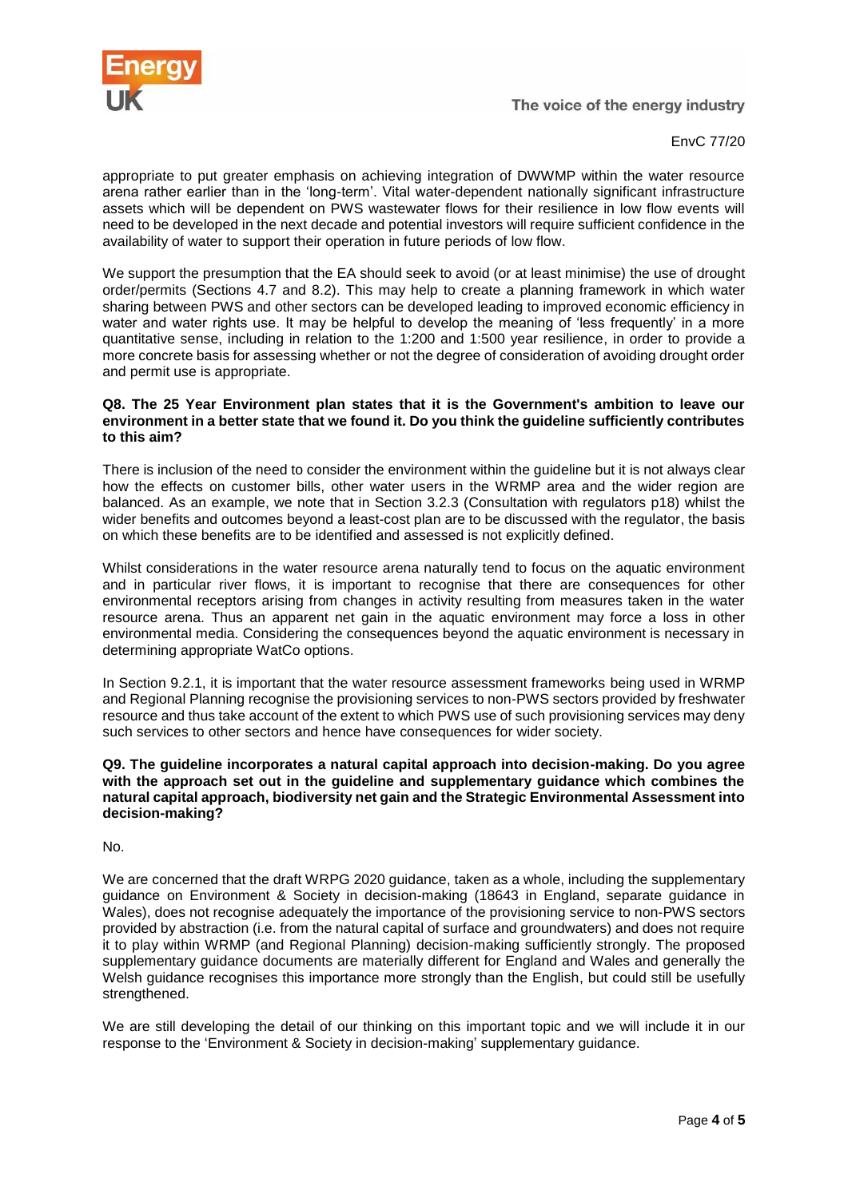appropriate to put greater emphasis on achieving integration of DWWMP within the water resource arena rather earlier than in the 'long-term'. Vital water-dependent nationally significant infrastructure assets which will be dependent on PWS wastewater flows for their resilience in low flow events will need to be developed in the next decade and potential investors will require sufficient confidence in the availability of water to support their operation in future periods of low flow.

We support the presumption that the EA should seek to avoid (or at least minimise) the use of drought order/permits (Sections 4.7 and 8.2). This may help to create a planning framework in which water sharing between PWS and other sectors can be developed leading to improved economic efficiency in water and water rights use. It may be helpful to develop the meaning of 'less frequently' in a more quantitative sense, including in relation to the 1:200 and 1:500 year resilience, in order to provide a more concrete basis for assessing whether or not the degree of consideration of avoiding drought order and permit use is appropriate.

**Q8. The 25 Year Environment plan states that it is the Government's ambition to leave our environment in a better state that we found it. Do you think the guideline sufficiently contributes to this aim?**

There is inclusion of the need to consider the environment within the guideline but it is not always clear how the effects on customer bills, other water users in the WRMP area and the wider region are balanced. As an example, we note that in Section 3.2.3 (Consultation with regulators p18) whilst the wider benefits and outcomes beyond a least-cost plan are to be discussed with the regulator, the basis on which these benefits are to be identified and assessed is not explicitly defined.

Whilst considerations in the water resource arena naturally tend to focus on the aquatic environment and in particular river flows, it is important to recognise that there are consequences for other environmental receptors arising from changes in activity resulting from measures taken in the water resource arena. Thus an apparent net gain in the aquatic environment may force a loss in other environmental media. Considering the consequences beyond the aquatic environment is necessary in determining appropriate WatCo options.

In Section 9.2.1, it is important that the water resource assessment frameworks being used in WRMP and Regional Planning recognise the provisioning services to non-PWS sectors provided by freshwater resource and thus take account of the extent to which PWS use of such provisioning services may deny such services to other sectors and hence have consequences for wider society.

**Q9. The guideline incorporates a natural capital approach into decision-making. Do you agree with the approach set out in the guideline and supplementary guidance which combines the natural capital approach, biodiversity net gain and the Strategic Environmental Assessment into decision-making?**

No.

We are concerned that the draft WRPG 2020 guidance, taken as a whole, including the supplementary guidance on Environment & Society in decision-making (18643 in England, separate guidance in Wales), does not recognise adequately the importance of the provisioning service to non-PWS sectors provided by abstraction (i.e. from the natural capital of surface and groundwaters) and does not require it to play within WRMP (and Regional Planning) decision-making sufficiently strongly. The proposed supplementary guidance documents are materially different for England and Wales and generally the Welsh guidance recognises this importance more strongly than the English, but could still be usefully strengthened.

We are still developing the detail of our thinking on this important topic and we will include it in our response to the 'Environment & Society in decision-making' supplementary guidance.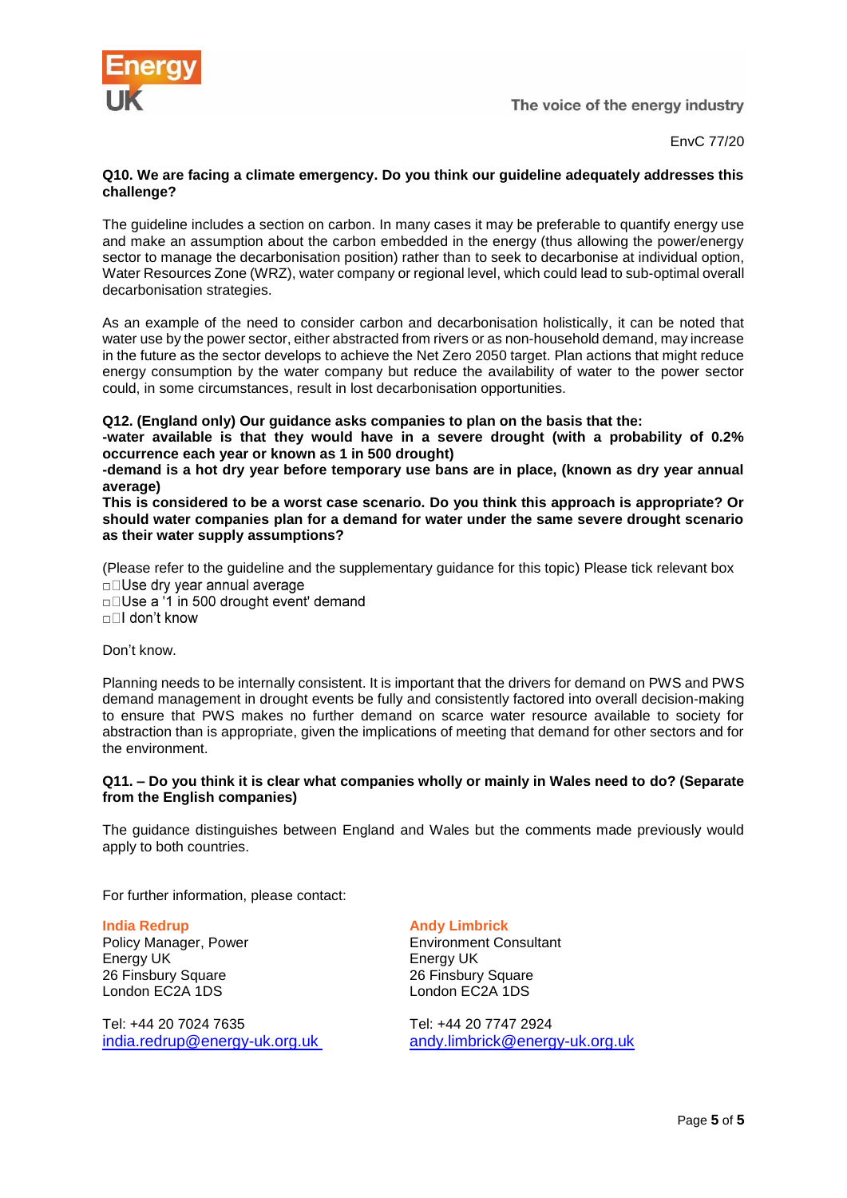EnvC 77/20

**Q10. We are facing a climate emergency. Do you think our guideline adequately addresses this challenge?**

The guideline includes a section on carbon. In many cases it may be preferable to quantify energy use and make an assumption about the carbon embedded in the energy (thus allowing the power/energy sector to manage the decarbonisation position) rather than to seek to decarbonise at individual option, Water Resources Zone (WRZ), water company or regional level, which could lead to sub-optimal overall decarbonisation strategies.

As an example of the need to consider carbon and decarbonisation holistically, it can be noted that water use by the power sector, either abstracted from rivers or as non-household demand, may increase in the future as the sector develops to achieve the Net Zero 2050 target. Plan actions that might reduce energy consumption by the water company but reduce the availability of water to the power sector could, in some circumstances, result in lost decarbonisation opportunities.

**Q12. (England only) Our guidance asks companies to plan on the basis that the:**
**-water available is that they would have in a severe drought (with a probability of 0.2% occurrence each year or known as 1 in 500 drought)**
**-demand is a hot dry year before temporary use bans are in place, (known as dry year annual average)**
**This is considered to be a worst case scenario. Do you think this approach is appropriate? Or should water companies plan for a demand for water under the same severe drought scenario as their water supply assumptions?**

(Please refer to the guideline and the supplementary guidance for this topic) Please tick relevant box
☐ Use dry year annual average
☐ Use a '1 in 500 drought event' demand
☐ I don't know

Don't know.

Planning needs to be internally consistent. It is important that the drivers for demand on PWS and PWS demand management in drought events be fully and consistently factored into overall decision-making to ensure that PWS makes no further demand on scarce water resource available to society for abstraction than is appropriate, given the implications of meeting that demand for other sectors and for the environment.

**Q11. – Do you think it is clear what companies wholly or mainly in Wales need to do? (Separate from the English companies)**

The guidance distinguishes between England and Wales but the comments made previously would apply to both countries.

For further information, please contact:

**India Redrup**
Policy Manager, Power
Energy UK
26 Finsbury Square
London EC2A 1DS

Tel: +44 20 7024 7635
india.redrup@energy-uk.org.uk

**Andy Limbrick**
Environment Consultant
Energy UK
26 Finsbury Square
London EC2A 1DS

Tel: +44 20 7747 2924
andy.limbrick@energy-uk.org.uk